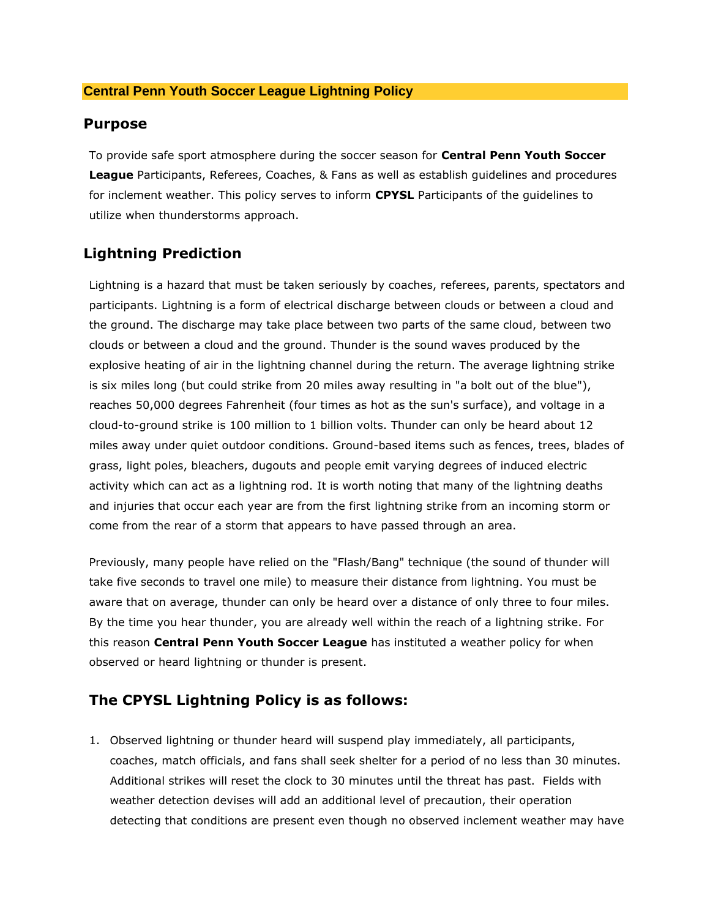# Central Penn Youth Soccer League Lightning Policy

## Purpose

To provide safe sport atmosphere during the soccer season for **Central Penn Youth Soccer League** Participants, Referees, Coaches, & Fans as well as establish guidelines and procedures for inclement weather. This policy serves to inform **CPYSL** Participants of the guidelines to utilize when thunderstorms approach.

## Lightning Prediction

Lightning is a hazard that must be taken seriously by coaches, referees, parents, spectators and participants. Lightning is a form of electrical discharge between clouds or between a cloud and the ground. The discharge may take place between two parts of the same cloud, between two clouds or between a cloud and the ground. Thunder is the sound waves produced by the explosive heating of air in the lightning channel during the return. The average lightning strike is six miles long (but could strike from 20 miles away resulting in "a bolt out of the blue"), reaches 50,000 degrees Fahrenheit (four times as hot as the sun's surface), and voltage in a cloud-to-ground strike is 100 million to 1 billion volts. Thunder can only be heard about 12 miles away under quiet outdoor conditions. Ground-based items such as fences, trees, blades of grass, light poles, bleachers, dugouts and people emit varying degrees of induced electric activity which can act as a lightning rod. It is worth noting that many of the lightning deaths and injuries that occur each year are from the first lightning strike from an incoming storm or come from the rear of a storm that appears to have passed through an area.

Previously, many people have relied on the "Flash/Bang" technique (the sound of thunder will take five seconds to travel one mile) to measure their distance from lightning. You must be aware that on average, thunder can only be heard over a distance of only three to four miles. By the time you hear thunder, you are already well within the reach of a lightning strike. For this reason **Central Penn Youth Soccer League** has instituted a weather policy for when observed or heard lightning or thunder is present.

## The CPYSL Lightning Policy is as follows:

1. Observed lightning or thunder heard will suspend play immediately, all participants, coaches, match officials, and fans shall seek shelter for a period of no less than 30 minutes. Additional strikes will reset the clock to 30 minutes until the threat has past. Fields with weather detection devises will add an additional level of precaution, their operation detecting that conditions are present even though no observed inclement weather may have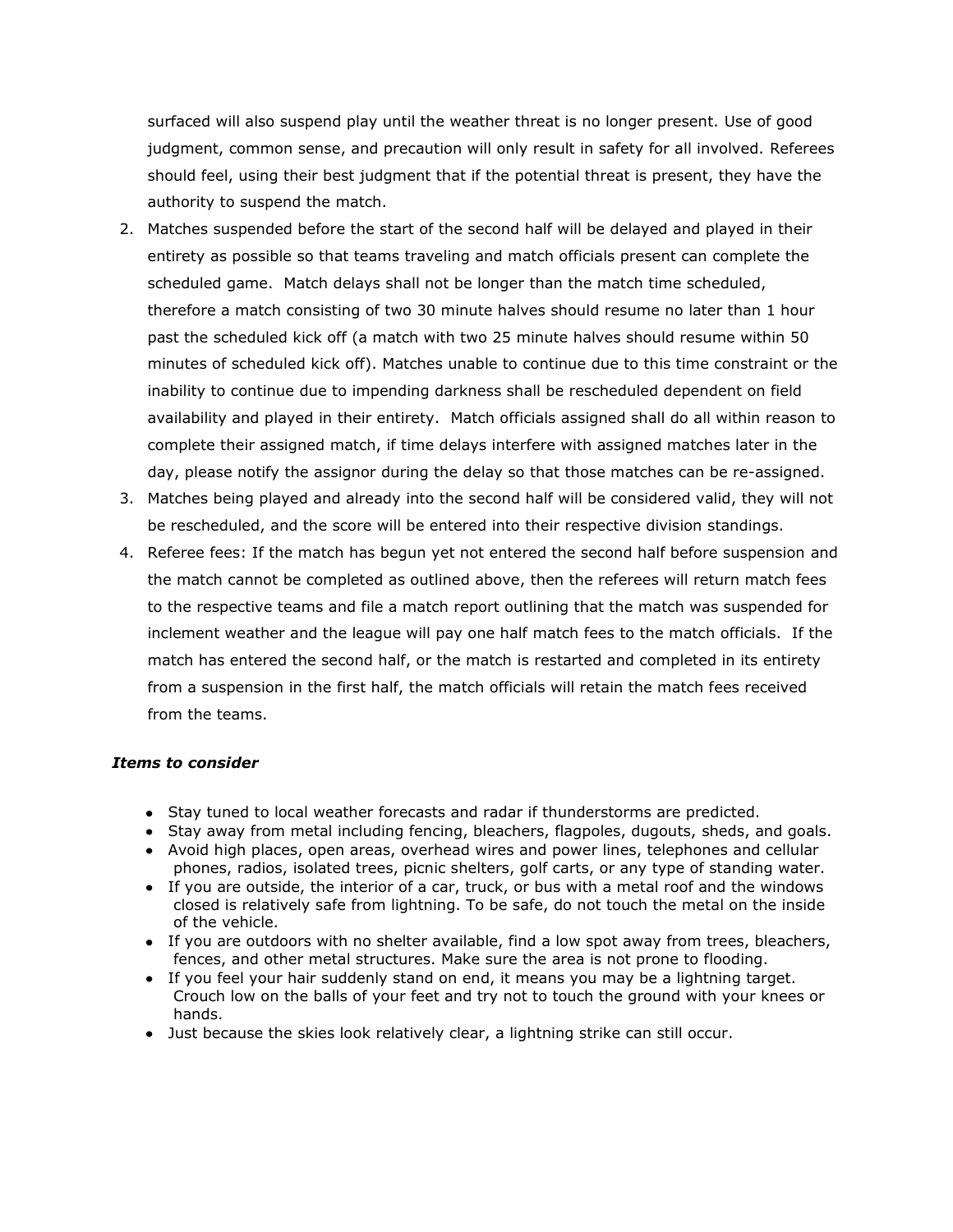surfaced will also suspend play until the weather threat is no longer present. Use of good judgment, common sense, and precaution will only result in safety for all involved. Referees should feel, using their best judgment that if the potential threat is present, they have the authority to suspend the match.

2. Matches suspended before the start of the second half will be delayed and played in their entirety as possible so that teams traveling and match officials present can complete the scheduled game. Match delays shall not be longer than the match time scheduled, therefore a match consisting of two 30 minute halves should resume no later than 1 hour past the scheduled kick off (a match with two 25 minute halves should resume within 50 minutes of scheduled kick off). Matches unable to continue due to this time constraint or the inability to continue due to impending darkness shall be rescheduled dependent on field availability and played in their entirety. Match officials assigned shall do all within reason to complete their assigned match, if time delays interfere with assigned matches later in the day, please notify the assignor during the delay so that those matches can be re-assigned.
3. Matches being played and already into the second half will be considered valid, they will not be rescheduled, and the score will be entered into their respective division standings.
4. Referee fees: If the match has begun yet not entered the second half before suspension and the match cannot be completed as outlined above, then the referees will return match fees to the respective teams and file a match report outlining that the match was suspended for inclement weather and the league will pay one half match fees to the match officials. If the match has entered the second half, or the match is restarted and completed in its entirety from a suspension in the first half, the match officials will retain the match fees received from the teams.

***Items to consider***

- Stay tuned to local weather forecasts and radar if thunderstorms are predicted.
- Stay away from metal including fencing, bleachers, flagpoles, dugouts, sheds, and goals.
- Avoid high places, open areas, overhead wires and power lines, telephones and cellular phones, radios, isolated trees, picnic shelters, golf carts, or any type of standing water.
- If you are outside, the interior of a car, truck, or bus with a metal roof and the windows closed is relatively safe from lightning. To be safe, do not touch the metal on the inside of the vehicle.
- If you are outdoors with no shelter available, find a low spot away from trees, bleachers, fences, and other metal structures. Make sure the area is not prone to flooding.
- If you feel your hair suddenly stand on end, it means you may be a lightning target. Crouch low on the balls of your feet and try not to touch the ground with your knees or hands.
- Just because the skies look relatively clear, a lightning strike can still occur.